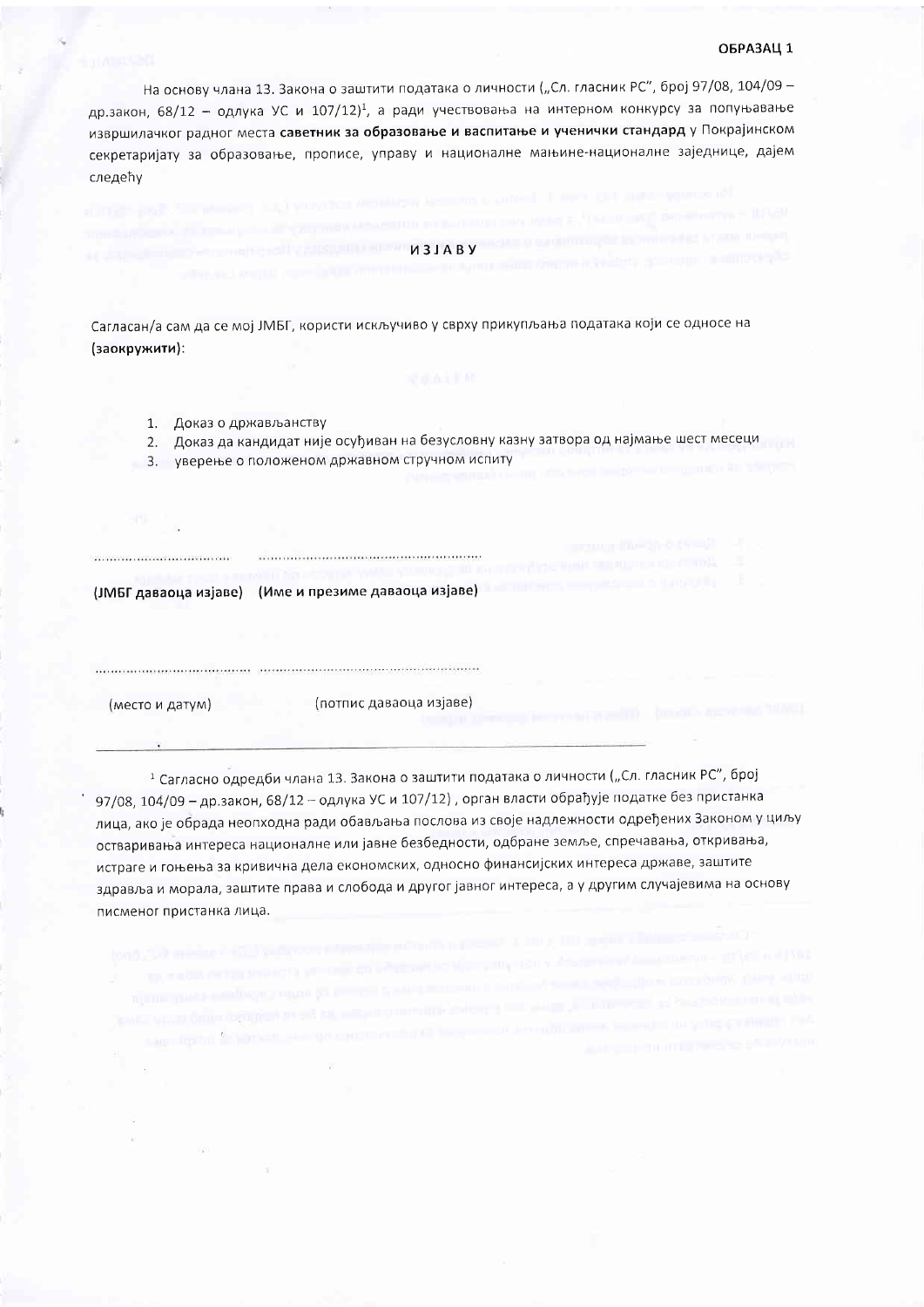**ОБРАЗАЦ 1**

На основу члана 13. Закона о заштити података о личности („Сл. гласник РС", број 97/08, 104/09 – др.закон, 68/12 – одлука УС и 107/12)[1], а ради учествовања на интерном конкурсу за попуњавање извршилачког радног места **саветник за образовање и васпитање и ученички стандард** у Покрајинском секретаријату за образовање, прописе, управу и националне мањине-националне заједнице, дајем следећу

**ИЗЈАВУ**

Сагласан/а сам да се мој ЈМБГ, користи искључиво у сврху прикупљања података који се односе на **(заокружити)**:

1. Доказ о држављанству
2. Доказ да кандидат није осуђиван на безусловну казну затвора од најмање шест месеци
3. уверење о положеном државном стручном испиту

................................ ....................................................

**(ЈМБГ даваоца изјаве) (Име и презиме даваоца изјаве)**

................................ ....................................................

(место и датум) (потпис даваоца изјаве)

---

[1] Сагласно одредби члана 13. Закона о заштити података о личности („Сл. гласник РС", број 97/08, 104/09 – др.закон, 68/12 – одлука УС и 107/12) , орган власти обрађује податке без пристанка лица, ако је обрада неопходна ради обављања послова из своје надлежности одређених Законом у циљу остваривања интереса националне или јавне безбедности, одбране земље, спречавања, откривања, истраге и гоњења за кривична дела економских, односно финансијских интереса државе, заштите здравља и морала, заштите права и слобода и другог јавног интереса, а у другим случајевима на основу писменог пристанка лица.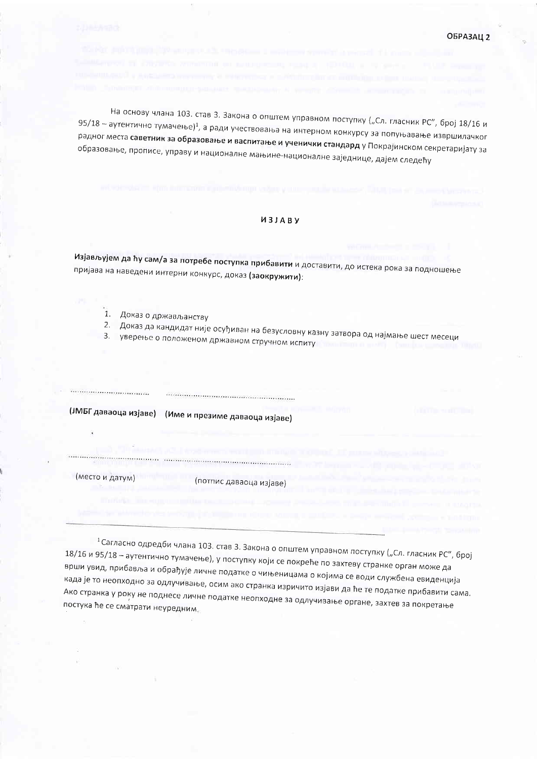**ОБРАЗАЦ 2**

На основу члана 103. став 3. Закона о општем управном поступку („Сл. гласник РС", број 18/16 и 95/18 – аутентично тумачење)[1], а ради учествовања на интерном конкурсу за попуњавање извршилачког радног места **саветник за образовање и васпитање и ученички стандард** у Покрајинском секретаријату за образовање, прописе, управу и националне мањине-националне заједнице, дајем следећу

## ИЗЈАВУ

**Изјављујем да ћу сам/а за потребе поступка прибавити** и доставити, до истека рока за подношење пријава на наведени интерни конкурс, доказ **(заокружити)**:

1. Доказ о држављанству
2. Доказ да кандидат није осуђиван на безусловну казну затвора од најмање шест месеци
3. уверење о положеном државном стручном испиту

.................................. ..........................................................

**(ЈМБГ даваоца изјаве)** **(Име и презиме даваоца изјаве)**

.................................. ..........................................................

(место и датум) (потпис даваоца изјаве)

---

[1] Сагласно одредби члана 103. став 3. Закона о општем управном поступку („Сл. гласник РС", број 18/16 и 95/18 – аутентично тумачење), у поступку који се покреће по захтеву странке орган може да врши увид, прибавља и обрађује личне податке о чињеницама о којима се води службена евиденција када је то неопходно за одлучивање, осим ако странка изричито изјави да ће те податке прибавити сама. Ако странка у року не поднесе личне податке неопходне за одлучивање органа, захтев за покретање постука ће се сматрати неуредним.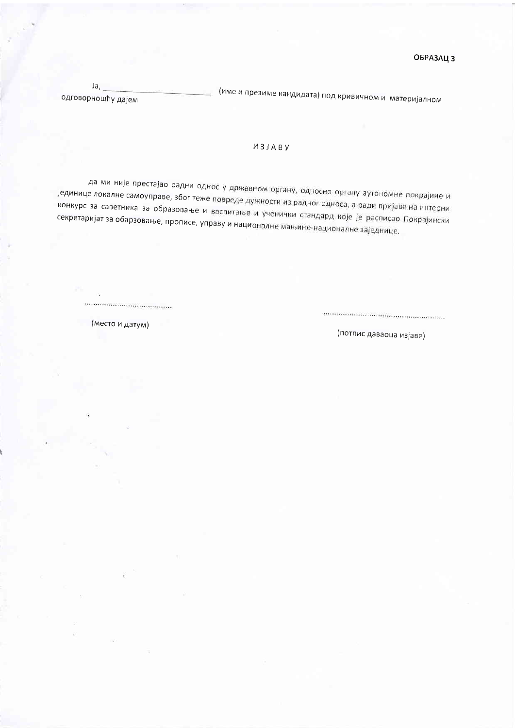**ОБРАЗАЦ 3**

Ја, ______________________ (име и презиме кандидата) под кривичном и материјалном одговорношћу дајем

ИЗЈАВУ

да ми није престајао радни однос у државном органу, односно органу аутономне покрајине и јединице локалне самоуправе, због теже повреде дужности из радног односа, а ради пријаве на интерни конкурс за саветника за образовање и васпитање и ученички стандард које је расписао Покрајински секретаријат за обарзовање, прописе, управу и националне мањине-националне заједнице.

..................................

(место и датум)

..................................................

(потпис даваоца изјаве)